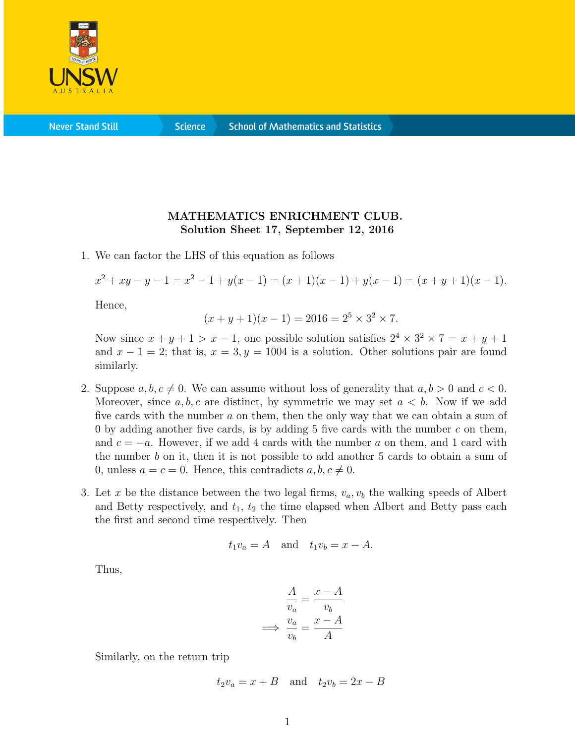**MATHEMATICS ENRICHMENT CLUB.**
**Solution Sheet 17, September 12, 2016**

1. We can factor the LHS of this equation as follows

$$x^2 + xy - y - 1 = x^2 - 1 + y(x-1) = (x+1)(x-1) + y(x-1) = (x+y+1)(x-1).$$

Hence,

$$(x+y+1)(x-1) = 2016 = 2^5 \times 3^2 \times 7.$$

Now since $x + y + 1 > x - 1$, one possible solution satisfies $2^4 \times 3^2 \times 7 = x + y + 1$ and $x - 1 = 2$; that is, $x = 3, y = 1004$ is a solution. Other solutions pair are found similarly.

2. Suppose $a, b, c \neq 0$. We can assume without loss of generality that $a, b > 0$ and $c < 0$. Moreover, since $a, b, c$ are distinct, by symmetric we may set $a < b$. Now if we add five cards with the number $a$ on them, then the only way that we can obtain a sum of 0 by adding another five cards, is by adding 5 five cards with the number $c$ on them, and $c = -a$. However, if we add 4 cards with the number $a$ on them, and 1 card with the number $b$ on it, then it is not possible to add another 5 cards to obtain a sum of 0, unless $a = c = 0$. Hence, this contradicts $a, b, c \neq 0$.

3. Let $x$ be the distance between the two legal firms, $v_a, v_b$ the walking speeds of Albert and Betty respectively, and $t_1$, $t_2$ the time elapsed when Albert and Betty pass each the first and second time respectively. Then

$$t_1 v_a = A \quad \text{and} \quad t_1 v_b = x - A.$$

Thus,

$$\frac{A}{v_a} = \frac{x-A}{v_b}$$
$$\implies \frac{v_a}{v_b} = \frac{x-A}{A}$$

Similarly, on the return trip

$$t_2 v_a = x + B \quad \text{and} \quad t_2 v_b = 2x - B$$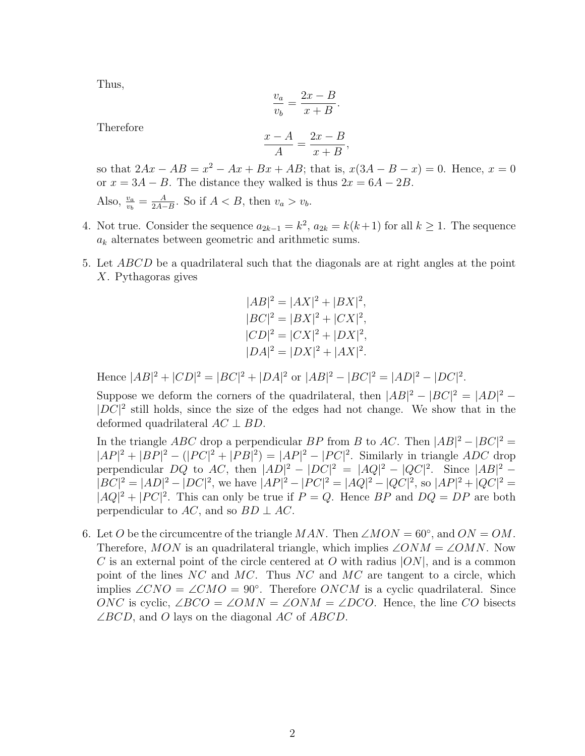Thus,

$$\frac{v_a}{v_b} = \frac{2x - B}{x + B}.$$

Therefore

$$\frac{x - A}{A} = \frac{2x - B}{x + B},$$

so that $2Ax - AB = x^2 - Ax + Bx + AB$; that is, $x(3A - B - x) = 0$. Hence, $x = 0$ or $x = 3A - B$. The distance they walked is thus $2x = 6A - 2B$.

Also, $\frac{v_a}{v_b} = \frac{A}{2A-B}$. So if $A < B$, then $v_a > v_b$.

4. Not true. Consider the sequence $a_{2k-1} = k^2$, $a_{2k} = k(k+1)$ for all $k \geq 1$. The sequence $a_k$ alternates between geometric and arithmetic sums.

5. Let $ABCD$ be a quadrilateral such that the diagonals are at right angles at the point $X$. Pythagoras gives

$$|AB|^2 = |AX|^2 + |BX|^2,$$
$$|BC|^2 = |BX|^2 + |CX|^2,$$
$$|CD|^2 = |CX|^2 + |DX|^2,$$
$$|DA|^2 = |DX|^2 + |AX|^2.$$

Hence $|AB|^2 + |CD|^2 = |BC|^2 + |DA|^2$ or $|AB|^2 - |BC|^2 = |AD|^2 - |DC|^2$.

Suppose we deform the corners of the quadrilateral, then $|AB|^2 - |BC|^2 = |AD|^2 - |DC|^2$ still holds, since the size of the edges had not change. We show that in the deformed quadrilateral $AC \perp BD$.

In the triangle $ABC$ drop a perpendicular $BP$ from $B$ to $AC$. Then $|AB|^2 - |BC|^2 = |AP|^2 + |BP|^2 - (|PC|^2 + |PB|^2) = |AP|^2 - |PC|^2$. Similarly in triangle $ADC$ drop perpendicular $DQ$ to $AC$, then $|AD|^2 - |DC|^2 = |AQ|^2 - |QC|^2$. Since $|AB|^2 - |BC|^2 = |AD|^2 - |DC|^2$, we have $|AP|^2 - |PC|^2 = |AQ|^2 - |QC|^2$, so $|AP|^2 + |QC|^2 = |AQ|^2 + |PC|^2$. This can only be true if $P = Q$. Hence $BP$ and $DQ = DP$ are both perpendicular to $AC$, and so $BD \perp AC$.

6. Let $O$ be the circumcentre of the triangle $MAN$. Then $\angle MON = 60°$, and $ON = OM$. Therefore, $MON$ is an quadrilateral triangle, which implies $\angle ONM = \angle OMN$. Now $C$ is an external point of the circle centered at $O$ with radius $|ON|$, and is a common point of the lines $NC$ and $MC$. Thus $NC$ and $MC$ are tangent to a circle, which implies $\angle CNO = \angle CMO = 90°$. Therefore $ONCM$ is a cyclic quadrilateral. Since $ONC$ is cyclic, $\angle BCO = \angle OMN = \angle ONM = \angle DCO$. Hence, the line $CO$ bisects $\angle BCD$, and $O$ lays on the diagonal $AC$ of $ABCD$.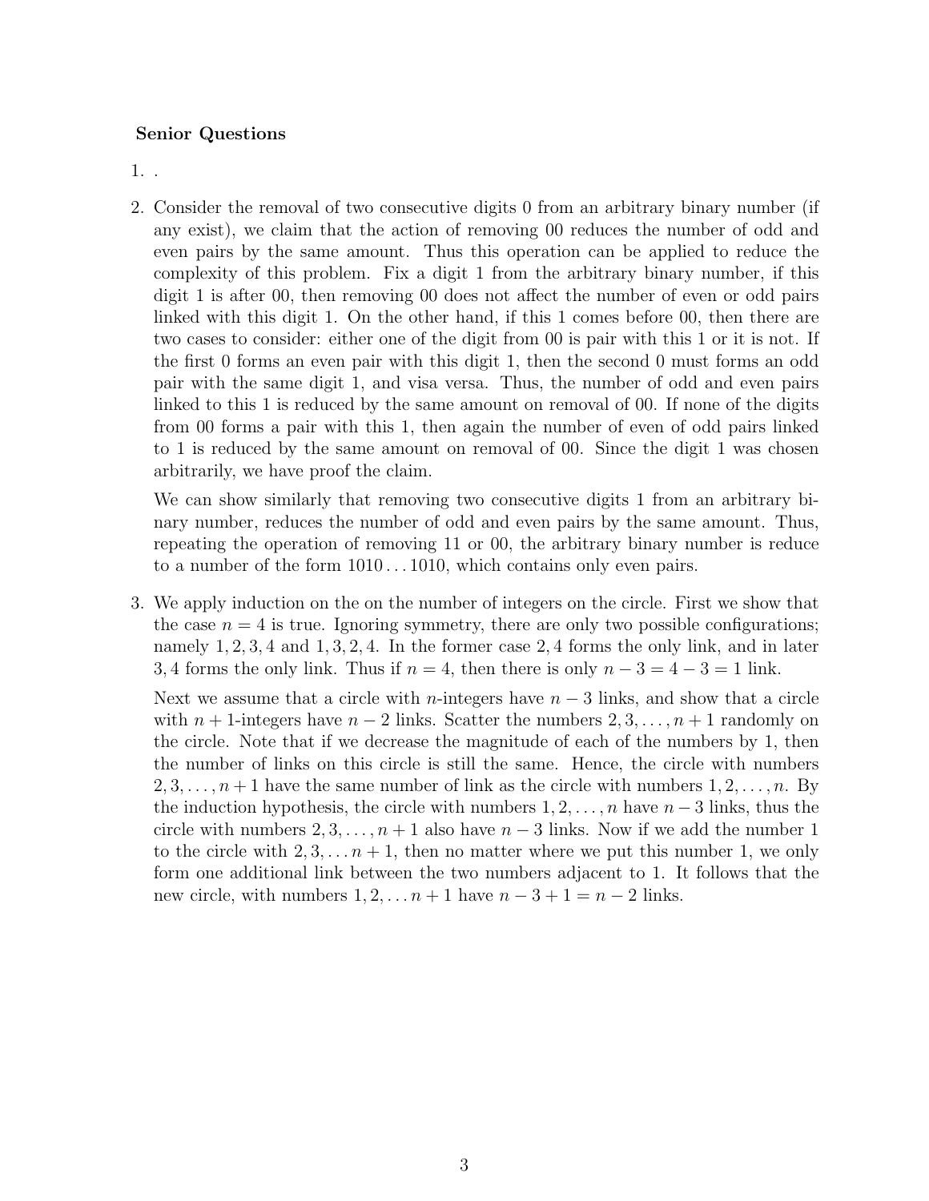**Senior Questions**

1. .

2. Consider the removal of two consecutive digits 0 from an arbitrary binary number (if any exist), we claim that the action of removing 00 reduces the number of odd and even pairs by the same amount. Thus this operation can be applied to reduce the complexity of this problem. Fix a digit 1 from the arbitrary binary number, if this digit 1 is after 00, then removing 00 does not affect the number of even or odd pairs linked with this digit 1. On the other hand, if this 1 comes before 00, then there are two cases to consider: either one of the digit from 00 is pair with this 1 or it is not. If the first 0 forms an even pair with this digit 1, then the second 0 must forms an odd pair with the same digit 1, and visa versa. Thus, the number of odd and even pairs linked to this 1 is reduced by the same amount on removal of 00. If none of the digits from 00 forms a pair with this 1, then again the number of even of odd pairs linked to 1 is reduced by the same amount on removal of 00. Since the digit 1 was chosen arbitrarily, we have proof the claim.

   We can show similarly that removing two consecutive digits 1 from an arbitrary binary number, reduces the number of odd and even pairs by the same amount. Thus, repeating the operation of removing 11 or 00, the arbitrary binary number is reduce to a number of the form $1010\ldots1010$, which contains only even pairs.

3. We apply induction on the on the number of integers on the circle. First we show that the case $n = 4$ is true. Ignoring symmetry, there are only two possible configurations; namely $1, 2, 3, 4$ and $1, 3, 2, 4$. In the former case $2, 4$ forms the only link, and in later $3, 4$ forms the only link. Thus if $n = 4$, then there is only $n - 3 = 4 - 3 = 1$ link.

   Next we assume that a circle with $n$-integers have $n - 3$ links, and show that a circle with $n + 1$-integers have $n - 2$ links. Scatter the numbers $2, 3, \ldots, n + 1$ randomly on the circle. Note that if we decrease the magnitude of each of the numbers by 1, then the number of links on this circle is still the same. Hence, the circle with numbers $2, 3, \ldots, n + 1$ have the same number of link as the circle with numbers $1, 2, \ldots, n$. By the induction hypothesis, the circle with numbers $1, 2, \ldots, n$ have $n - 3$ links, thus the circle with numbers $2, 3, \ldots, n + 1$ also have $n - 3$ links. Now if we add the number 1 to the circle with $2, 3, \ldots n + 1$, then no matter where we put this number 1, we only form one additional link between the two numbers adjacent to 1. It follows that the new circle, with numbers $1, 2, \ldots n + 1$ have $n - 3 + 1 = n - 2$ links.